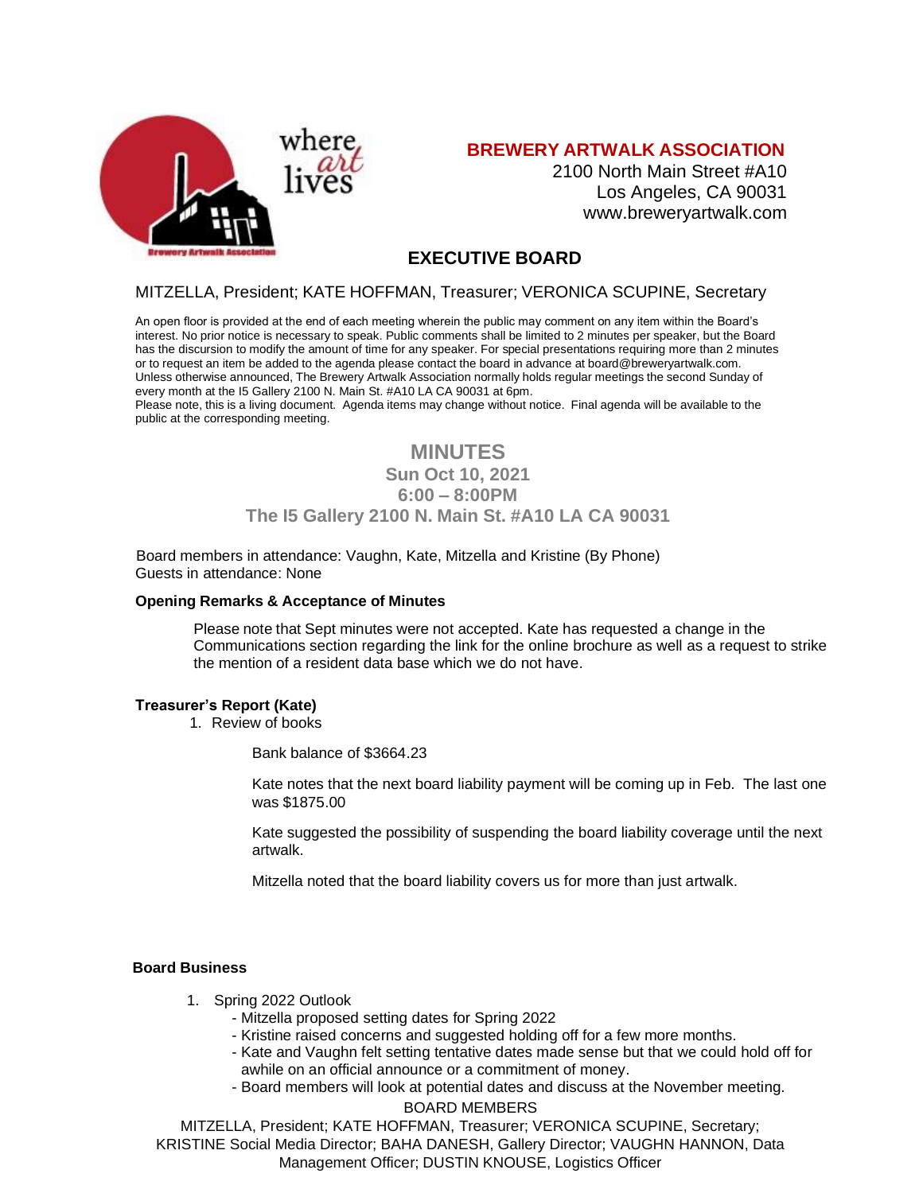where art lives

Brewery Artwalk Association

**BREWERY ARTWALK ASSOCIATION**
2100 North Main Street #A10
Los Angeles, CA 90031
www.breweryartwalk.com

## EXECUTIVE BOARD

MITZELLA, President; KATE HOFFMAN, Treasurer; VERONICA SCUPINE, Secretary

An open floor is provided at the end of each meeting wherein the public may comment on any item within the Board's interest. No prior notice is necessary to speak. Public comments shall be limited to 2 minutes per speaker, but the Board has the discursion to modify the amount of time for any speaker. For special presentations requiring more than 2 minutes or to request an item be added to the agenda please contact the board in advance at board@breweryartwalk.com. Unless otherwise announced, The Brewery Artwalk Association normally holds regular meetings the second Sunday of every month at the I5 Gallery 2100 N. Main St. #A10 LA CA 90031 at 6pm.
Please note, this is a living document. Agenda items may change without notice. Final agenda will be available to the public at the corresponding meeting.

# MINUTES

**Sun Oct 10, 2021**
**6:00 – 8:00PM**
**The I5 Gallery 2100 N. Main St. #A10 LA CA 90031**

Board members in attendance: Vaughn, Kate, Mitzella and Kristine (By Phone)
Guests in attendance: None

**Opening Remarks & Acceptance of Minutes**

Please note that Sept minutes were not accepted. Kate has requested a change in the Communications section regarding the link for the online brochure as well as a request to strike the mention of a resident data base which we do not have.

**Treasurer's Report (Kate)**

1. Review of books

   Bank balance of $3664.23

   Kate notes that the next board liability payment will be coming up in Feb. The last one was $1875.00

   Kate suggested the possibility of suspending the board liability coverage until the next artwalk.

   Mitzella noted that the board liability covers us for more than just artwalk.

**Board Business**

1. Spring 2022 Outlook
   - Mitzella proposed setting dates for Spring 2022
   - Kristine raised concerns and suggested holding off for a few more months.
   - Kate and Vaughn felt setting tentative dates made sense but that we could hold off for awhile on an official announce or a commitment of money.
   - Board members will look at potential dates and discuss at the November meeting.

BOARD MEMBERS

MITZELLA, President; KATE HOFFMAN, Treasurer; VERONICA SCUPINE, Secretary; KRISTINE Social Media Director; BAHA DANESH, Gallery Director; VAUGHN HANNON, Data Management Officer; DUSTIN KNOUSE, Logistics Officer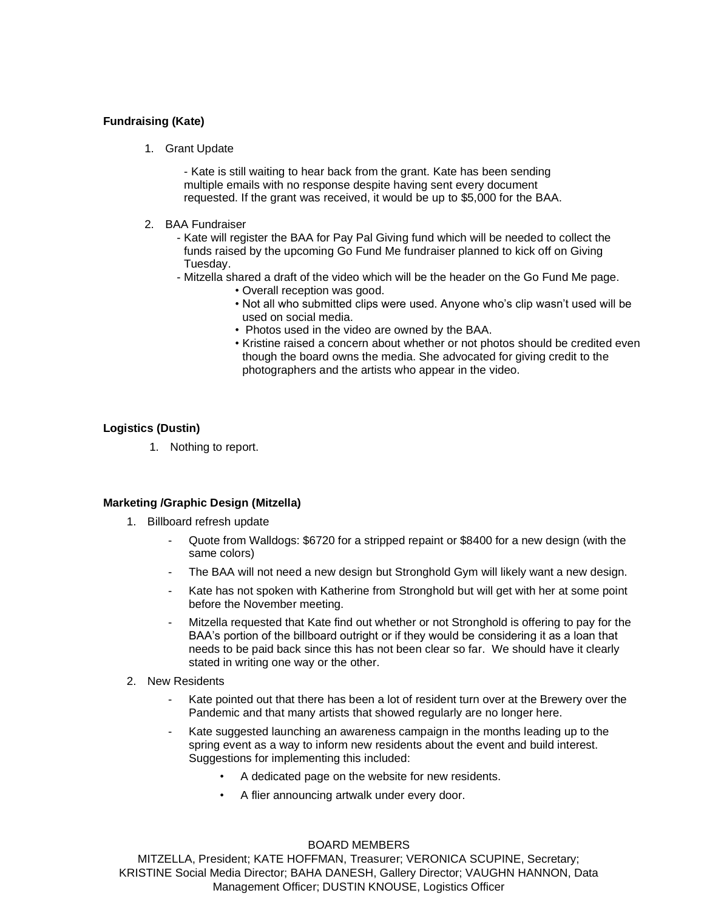**Fundraising (Kate)**

1. Grant Update

   - Kate is still waiting to hear back from the grant. Kate has been sending multiple emails with no response despite having sent every document requested. If the grant was received, it would be up to $5,000 for the BAA.

2. BAA Fundraiser
   - Kate will register the BAA for Pay Pal Giving fund which will be needed to collect the funds raised by the upcoming Go Fund Me fundraiser planned to kick off on Giving Tuesday.
   - Mitzella shared a draft of the video which will be the header on the Go Fund Me page.
     - Overall reception was good.
     - Not all who submitted clips were used. Anyone who's clip wasn't used will be used on social media.
     - Photos used in the video are owned by the BAA.
     - Kristine raised a concern about whether or not photos should be credited even though the board owns the media. She advocated for giving credit to the photographers and the artists who appear in the video.

**Logistics (Dustin)**

1. Nothing to report.

**Marketing /Graphic Design (Mitzella)**

1. Billboard refresh update
   - Quote from Walldogs: $6720 for a stripped repaint or $8400 for a new design (with the same colors)
   - The BAA will not need a new design but Stronghold Gym will likely want a new design.
   - Kate has not spoken with Katherine from Stronghold but will get with her at some point before the November meeting.
   - Mitzella requested that Kate find out whether or not Stronghold is offering to pay for the BAA's portion of the billboard outright or if they would be considering it as a loan that needs to be paid back since this has not been clear so far. We should have it clearly stated in writing one way or the other.
2. New Residents
   - Kate pointed out that there has been a lot of resident turn over at the Brewery over the Pandemic and that many artists that showed regularly are no longer here.
   - Kate suggested launching an awareness campaign in the months leading up to the spring event as a way to inform new residents about the event and build interest. Suggestions for implementing this included:
     - A dedicated page on the website for new residents.
     - A flier announcing artwalk under every door.

BOARD MEMBERS
MITZELLA, President; KATE HOFFMAN, Treasurer; VERONICA SCUPINE, Secretary; KRISTINE Social Media Director; BAHA DANESH, Gallery Director; VAUGHN HANNON, Data Management Officer; DUSTIN KNOUSE, Logistics Officer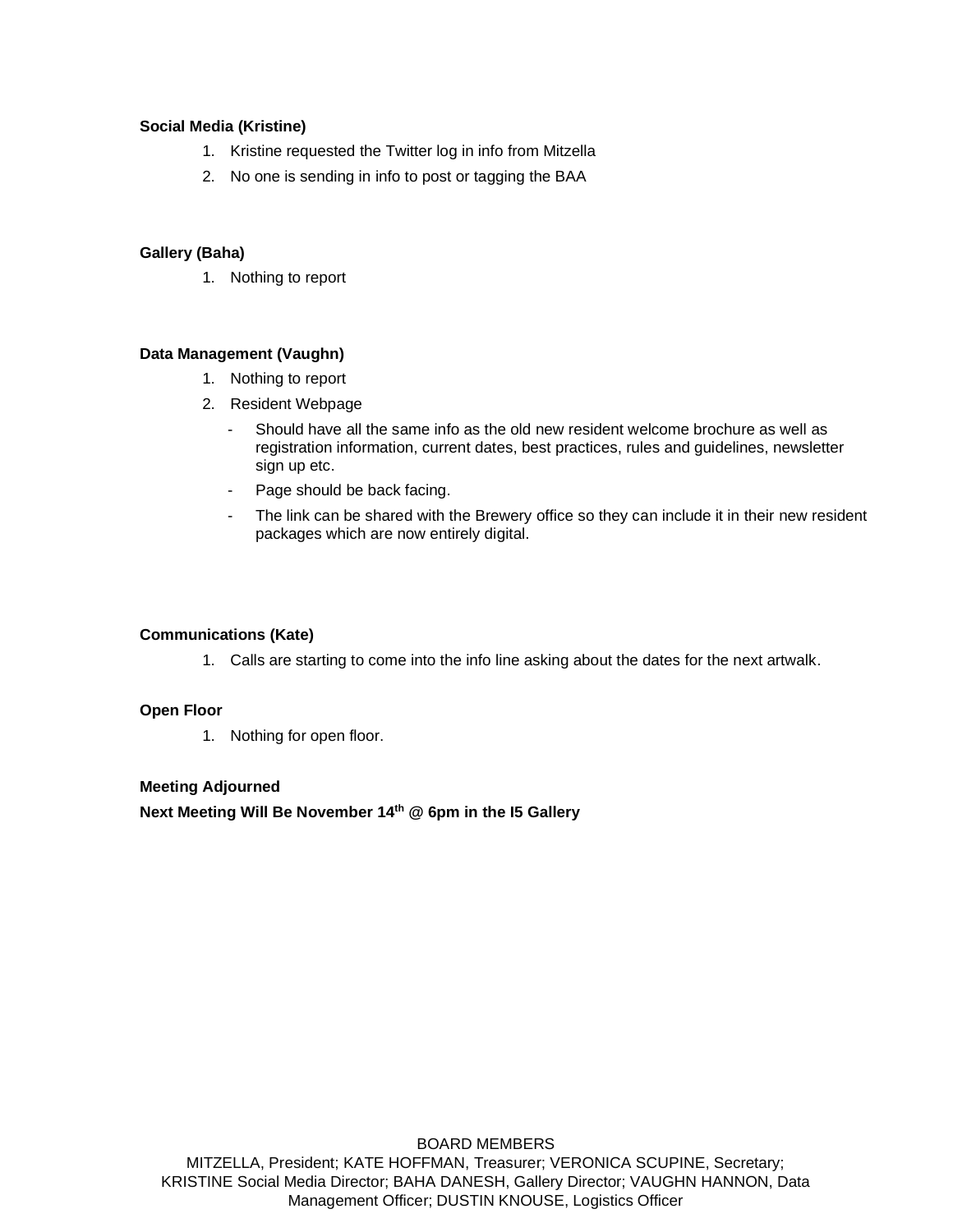**Social Media (Kristine)**

1. Kristine requested the Twitter log in info from Mitzella
2. No one is sending in info to post or tagging the BAA

**Gallery (Baha)**

1. Nothing to report

**Data Management (Vaughn)**

1. Nothing to report
2. Resident Webpage
   - Should have all the same info as the old new resident welcome brochure as well as registration information, current dates, best practices, rules and guidelines, newsletter sign up etc.
   - Page should be back facing.
   - The link can be shared with the Brewery office so they can include it in their new resident packages which are now entirely digital.

**Communications (Kate)**

1. Calls are starting to come into the info line asking about the dates for the next artwalk.

**Open Floor**

1. Nothing for open floor.

**Meeting Adjourned**

**Next Meeting Will Be November 14th @ 6pm in the I5 Gallery**

BOARD MEMBERS
MITZELLA, President; KATE HOFFMAN, Treasurer; VERONICA SCUPINE, Secretary; KRISTINE Social Media Director; BAHA DANESH, Gallery Director; VAUGHN HANNON, Data Management Officer; DUSTIN KNOUSE, Logistics Officer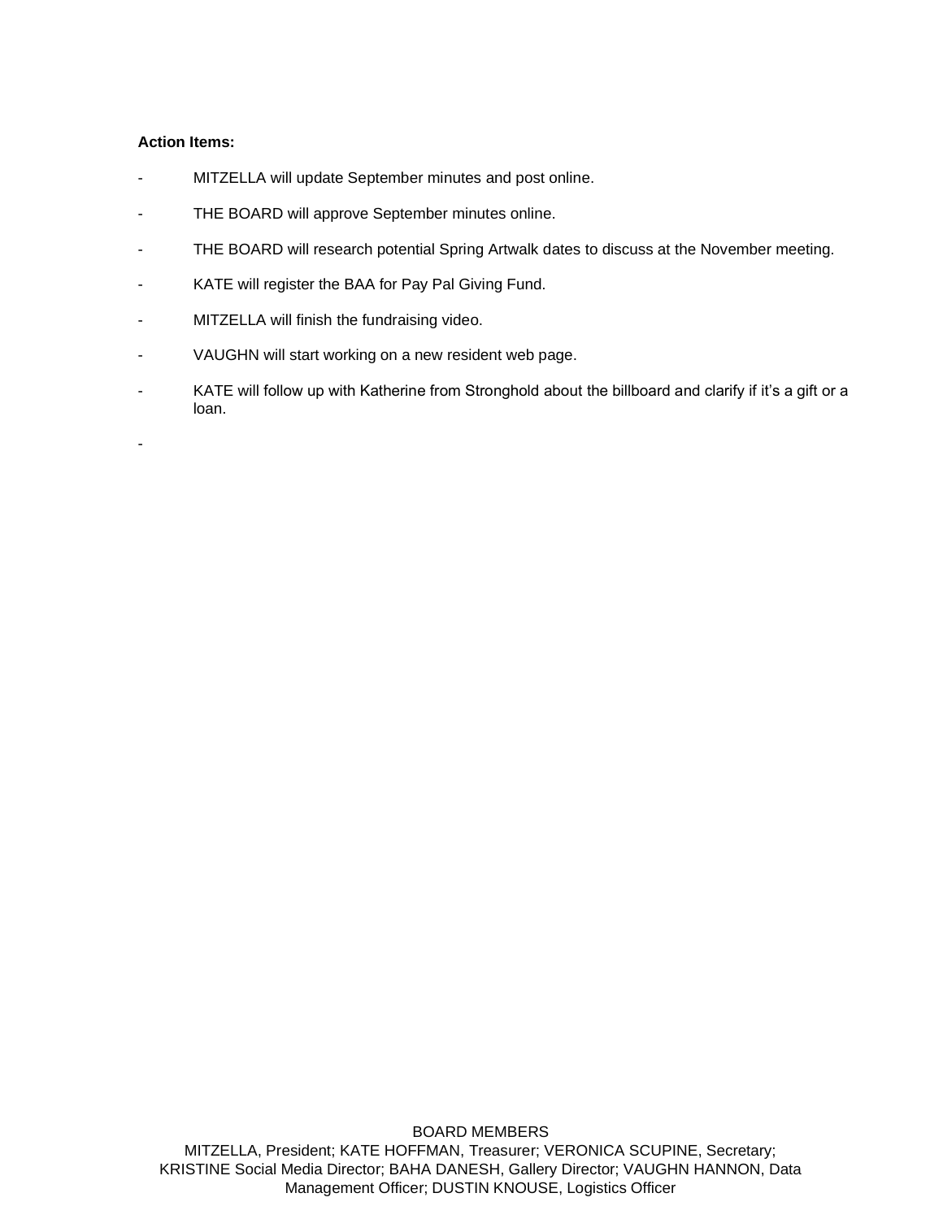**Action Items:**

- MITZELLA will update September minutes and post online.
- THE BOARD will approve September minutes online.
- THE BOARD will research potential Spring Artwalk dates to discuss at the November meeting.
- KATE will register the BAA for Pay Pal Giving Fund.
- MITZELLA will finish the fundraising video.
- VAUGHN will start working on a new resident web page.
- KATE will follow up with Katherine from Stronghold about the billboard and clarify if it's a gift or a loan.